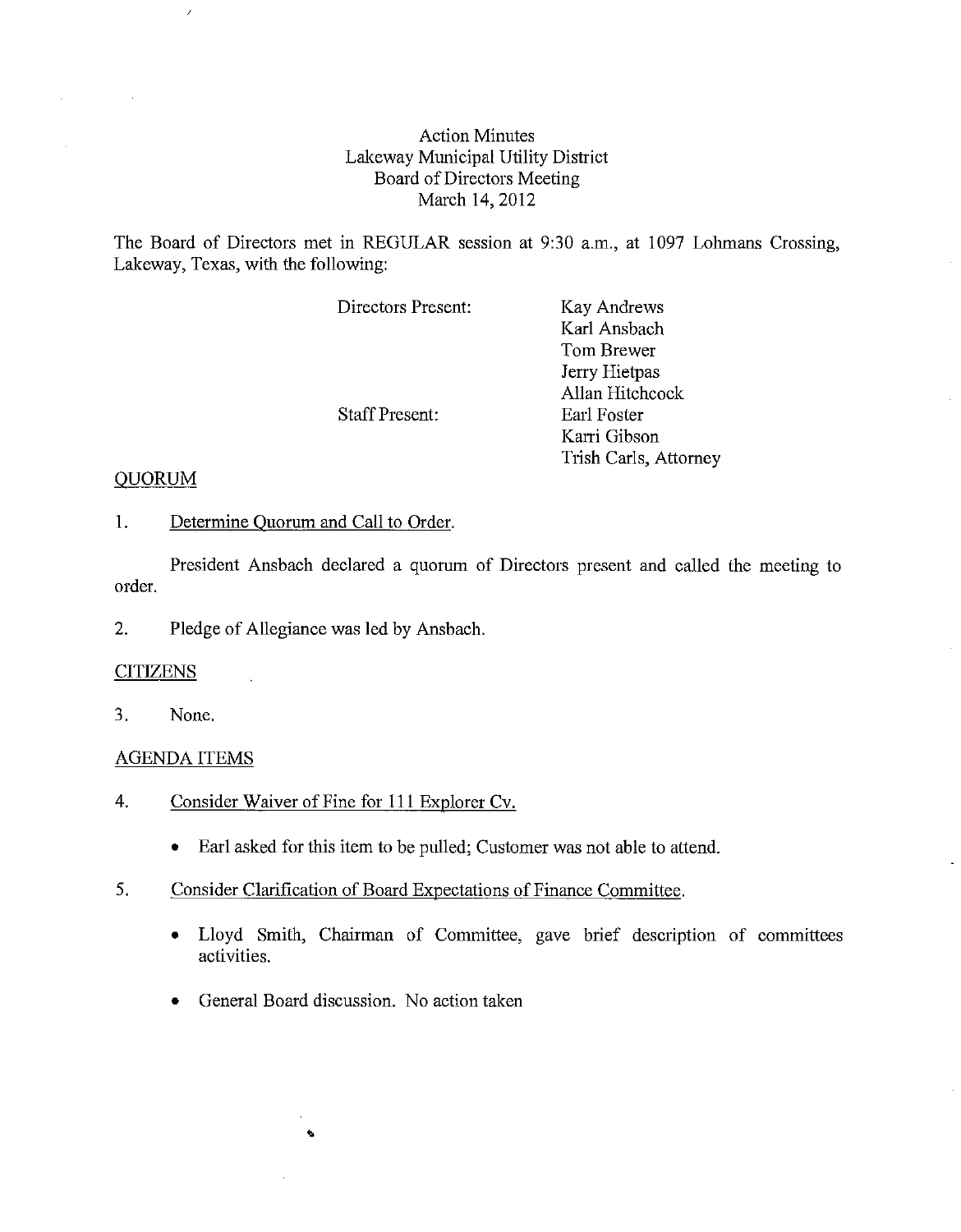Action Minutes
Lakeway Municipal Utility District
Board of Directors Meeting
March 14, 2012

The Board of Directors met in REGULAR session at 9:30 a.m., at 1097 Lohmans Crossing, Lakeway, Texas, with the following:

| | |
|---|---|
| Directors Present: | Kay Andrews |
| | Karl Ansbach |
| | Tom Brewer |
| | Jerry Hietpas |
| | Allan Hitchcock |
| Staff Present: | Earl Foster |
| | Karri Gibson |
| | Trish Carls, Attorney |

## QUORUM

1. Determine Quorum and Call to Order.

President Ansbach declared a quorum of Directors present and called the meeting to order.

2. Pledge of Allegiance was led by Ansbach.

## CITIZENS

3. None.

## AGENDA ITEMS

4. Consider Waiver of Fine for 111 Explorer Cv.

- Earl asked for this item to be pulled; Customer was not able to attend.

5. Consider Clarification of Board Expectations of Finance Committee.

- Lloyd Smith, Chairman of Committee, gave brief description of committees activities.
- General Board discussion. No action taken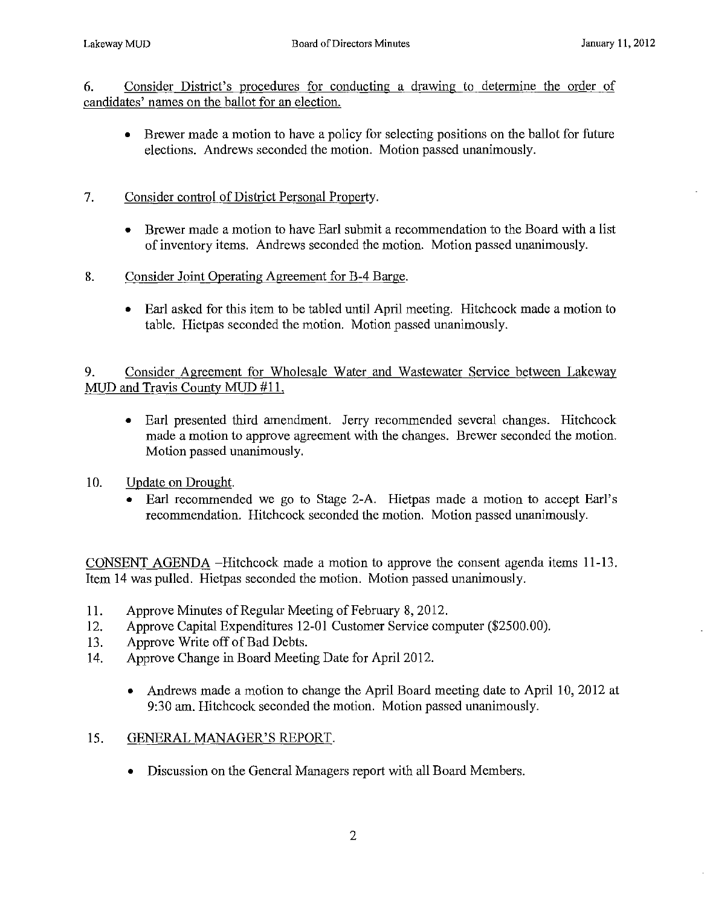6. Consider District's procedures for conducting a drawing to determine the order of candidates' names on the ballot for an election.

- Brewer made a motion to have a policy for selecting positions on the ballot for future elections. Andrews seconded the motion. Motion passed unanimously.

7. Consider control of District Personal Property.

- Brewer made a motion to have Earl submit a recommendation to the Board with a list of inventory items. Andrews seconded the motion. Motion passed unanimously.

8. Consider Joint Operating Agreement for B-4 Barge.

- Earl asked for this item to be tabled until April meeting. Hitchcock made a motion to table. Hietpas seconded the motion. Motion passed unanimously.

9. Consider Agreement for Wholesale Water and Wastewater Service between Lakeway MUD and Travis County MUD #11.

- Earl presented third amendment. Jerry recommended several changes. Hitchcock made a motion to approve agreement with the changes. Brewer seconded the motion. Motion passed unanimously.

10. Update on Drought.

- Earl recommended we go to Stage 2-A. Hietpas made a motion to accept Earl's recommendation. Hitchcock seconded the motion. Motion passed unanimously.

CONSENT AGENDA –Hitchcock made a motion to approve the consent agenda items 11-13. Item 14 was pulled. Hietpas seconded the motion. Motion passed unanimously.

11. Approve Minutes of Regular Meeting of February 8, 2012.
12. Approve Capital Expenditures 12-01 Customer Service computer ($2500.00).
13. Approve Write off of Bad Debts.
14. Approve Change in Board Meeting Date for April 2012.

    - Andrews made a motion to change the April Board meeting date to April 10, 2012 at 9:30 am. Hitchcock seconded the motion. Motion passed unanimously.

15. GENERAL MANAGER'S REPORT.

    - Discussion on the General Managers report with all Board Members.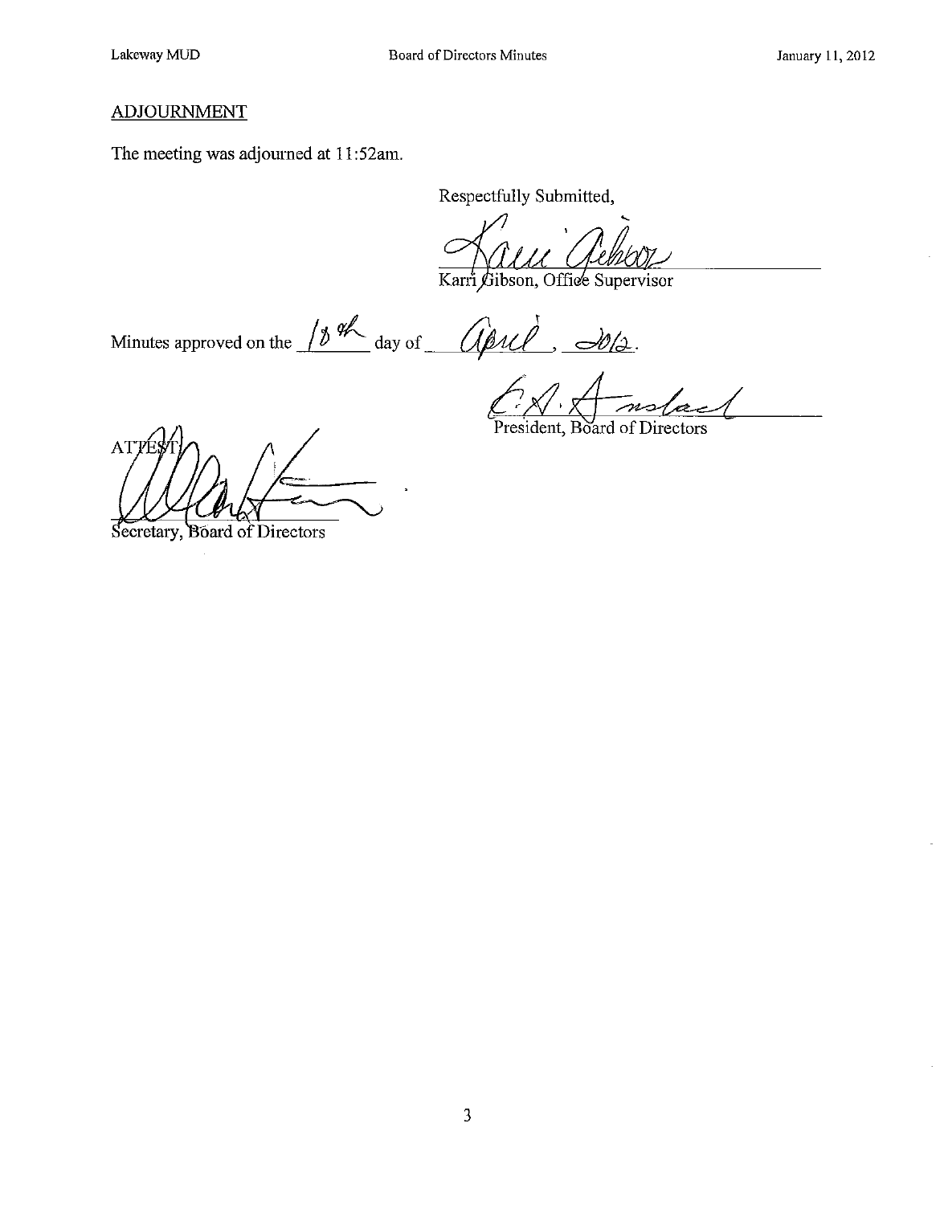## ADJOURNMENT

The meeting was adjourned at 11:52am.

Respectfully Submitted,

Karri Gibson, Office Supervisor

Minutes approved on the 18th day of April, 2012.

President, Board of Directors

ATTEST:

Secretary, Board of Directors